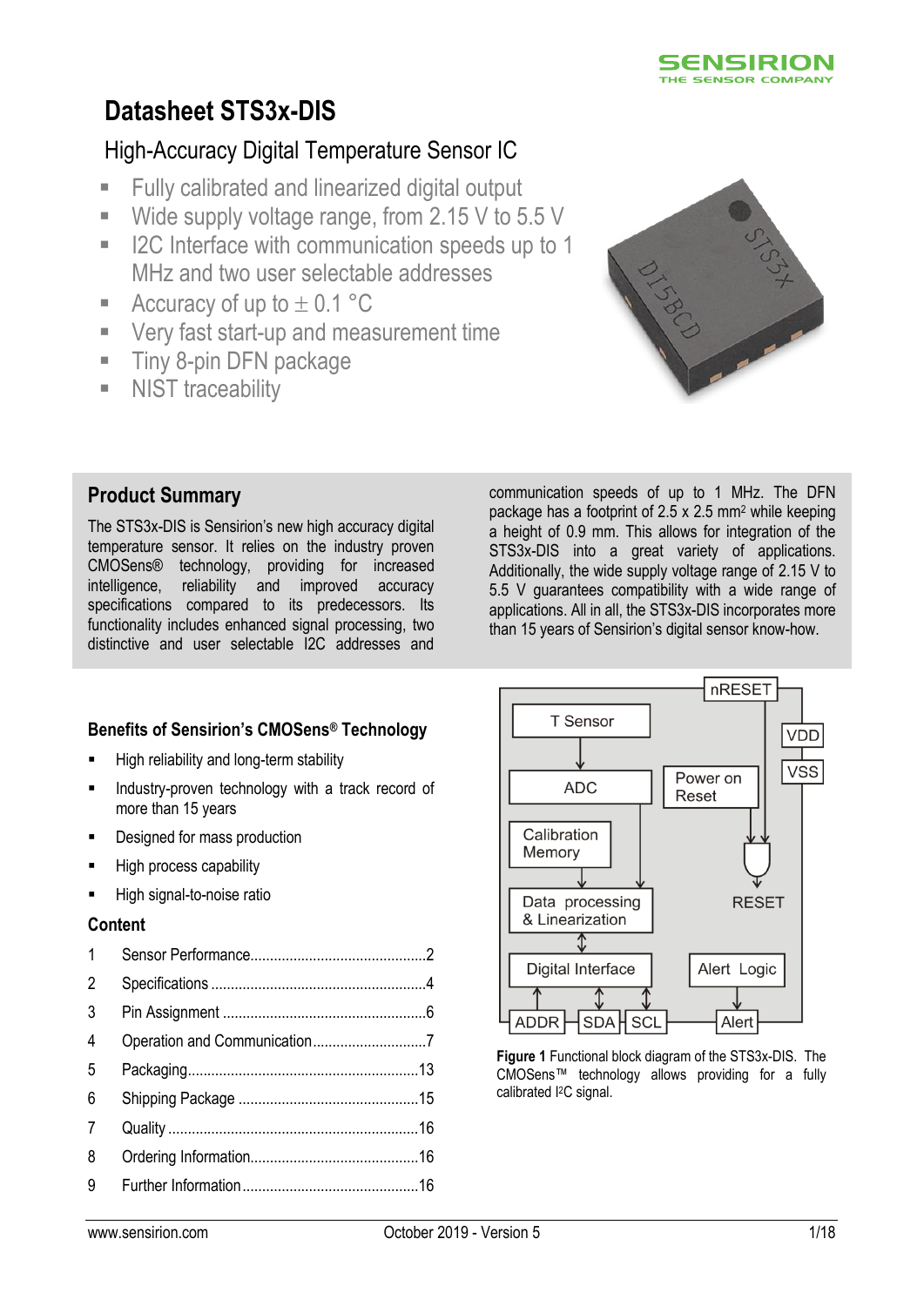# Datasheet STS3x-DIS

## High-Accuracy Digital Temperature Sensor IC

- Fully calibrated and linearized digital output
- Wide supply voltage range, from 2.15 V to 5.5 V
- I2C Interface with communication speeds up to 1 MHz and two user selectable addresses
- Accuracy of up to ± 0.1 °C
- Very fast start-up and measurement time
- Tiny 8-pin DFN package
- NIST traceability

## Product Summary

The STS3x-DIS is Sensirion's new high accuracy digital temperature sensor. It relies on the industry proven CMOSens® technology, providing for increased intelligence, reliability and improved accuracy specifications compared to its predecessors. Its functionality includes enhanced signal processing, two distinctive and user selectable I2C addresses and communication speeds of up to 1 MHz. The DFN package has a footprint of 2.5 x 2.5 mm$^2$ while keeping a height of 0.9 mm. This allows for integration of the STS3x-DIS into a great variety of applications. Additionally, the wide supply voltage range of 2.15 V to 5.5 V guarantees compatibility with a wide range of applications. All in all, the STS3x-DIS incorporates more than 15 years of Sensirion's digital sensor know-how.

**Figure 1** Functional block diagram of the STS3x-DIS. The CMOSens™ technology allows providing for a fully calibrated I²C signal.

### Benefits of Sensirion's CMOSens® Technology

- High reliability and long-term stability
- Industry-proven technology with a track record of more than 15 years
- Designed for mass production
- High process capability
- High signal-to-noise ratio

### Content

1 Sensor Performance ........ 2
2 Specifications ........ 4
3 Pin Assignment ........ 6
4 Operation and Communication ........ 7
5 Packaging ........ 13
6 Shipping Package ........ 15
7 Quality ........ 16
8 Ordering Information ........ 16
9 Further Information ........ 16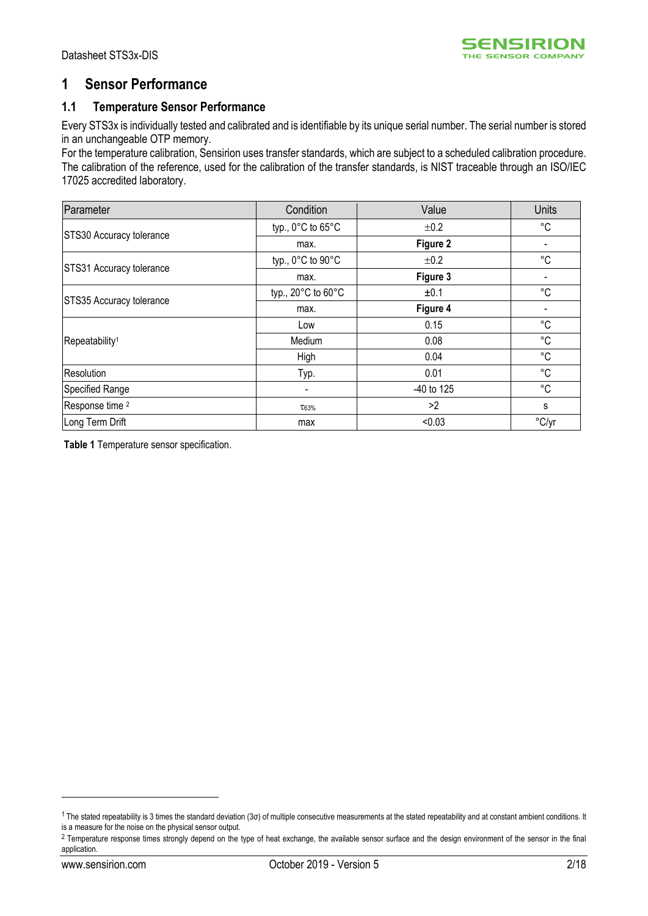# 1 Sensor Performance

## 1.1 Temperature Sensor Performance

Every STS3x is individually tested and calibrated and is identifiable by its unique serial number. The serial number is stored in an unchangeable OTP memory.
For the temperature calibration, Sensirion uses transfer standards, which are subject to a scheduled calibration procedure. The calibration of the reference, used for the calibration of the transfer standards, is NIST traceable through an ISO/IEC 17025 accredited laboratory.

| Parameter | Condition | Value | Units |
|---|---|---|---|
| STS30 Accuracy tolerance | typ., 0°C to 65°C | ±0.2 | °C |
| | max. | **Figure 2** | - |
| STS31 Accuracy tolerance | typ., 0°C to 90°C | ±0.2 | °C |
| | max. | **Figure 3** | - |
| STS35 Accuracy tolerance | typ., 20°C to 60°C | ±0.1 | °C |
| | max. | **Figure 4** | - |
| Repeatability[1] | Low | 0.15 | °C |
| | Medium | 0.08 | °C |
| | High | 0.04 | °C |
| Resolution | Typ. | 0.01 | °C |
| Specified Range | - | -40 to 125 | °C |
| Response time [2] | $\tau_{63\%}$ | >2 | s |
| Long Term Drift | max | <0.03 | °C/yr |

**Table 1** Temperature sensor specification.

[1] The stated repeatability is 3 times the standard deviation (3σ) of multiple consecutive measurements at the stated repeatability and at constant ambient conditions. It is a measure for the noise on the physical sensor output.

[2] Temperature response times strongly depend on the type of heat exchange, the available sensor surface and the design environment of the sensor in the final application.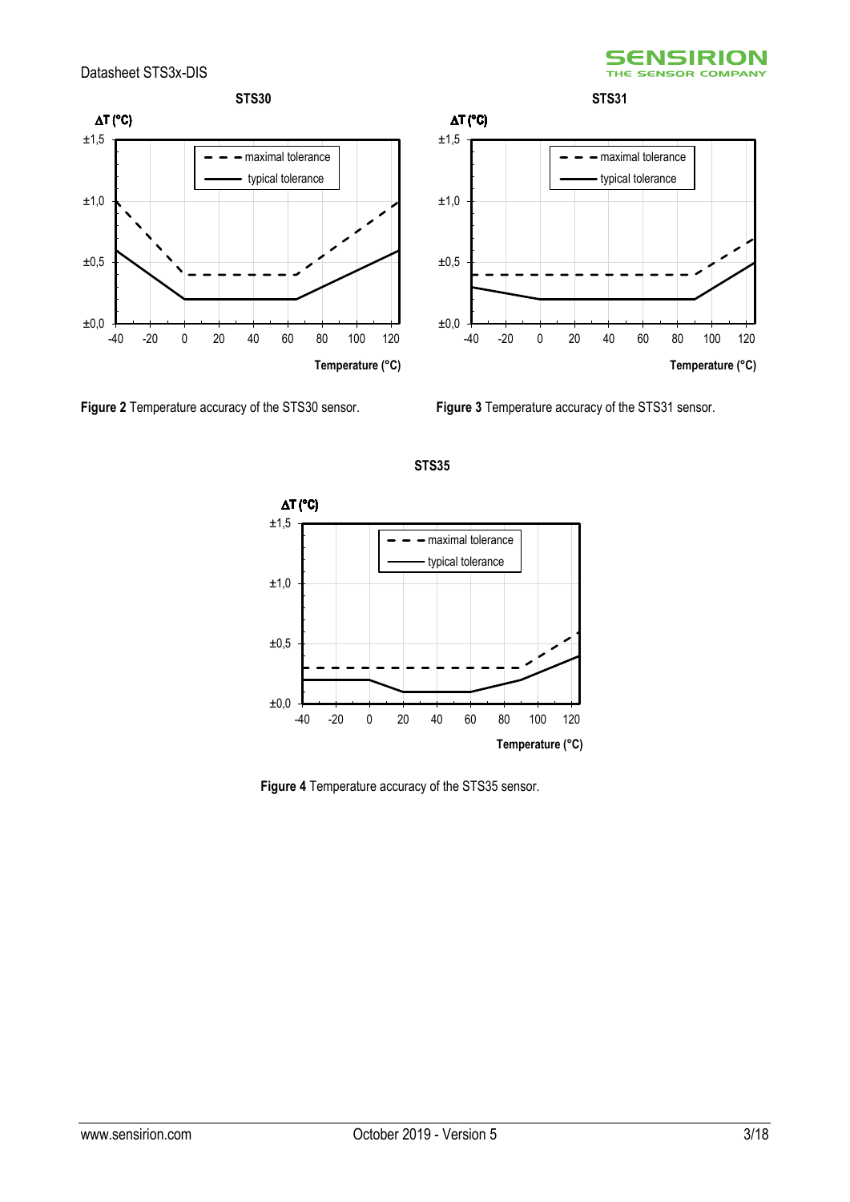**Figure 2** Temperature accuracy of the STS30 sensor.

**Figure 3** Temperature accuracy of the STS31 sensor.

**Figure 4** Temperature accuracy of the STS35 sensor.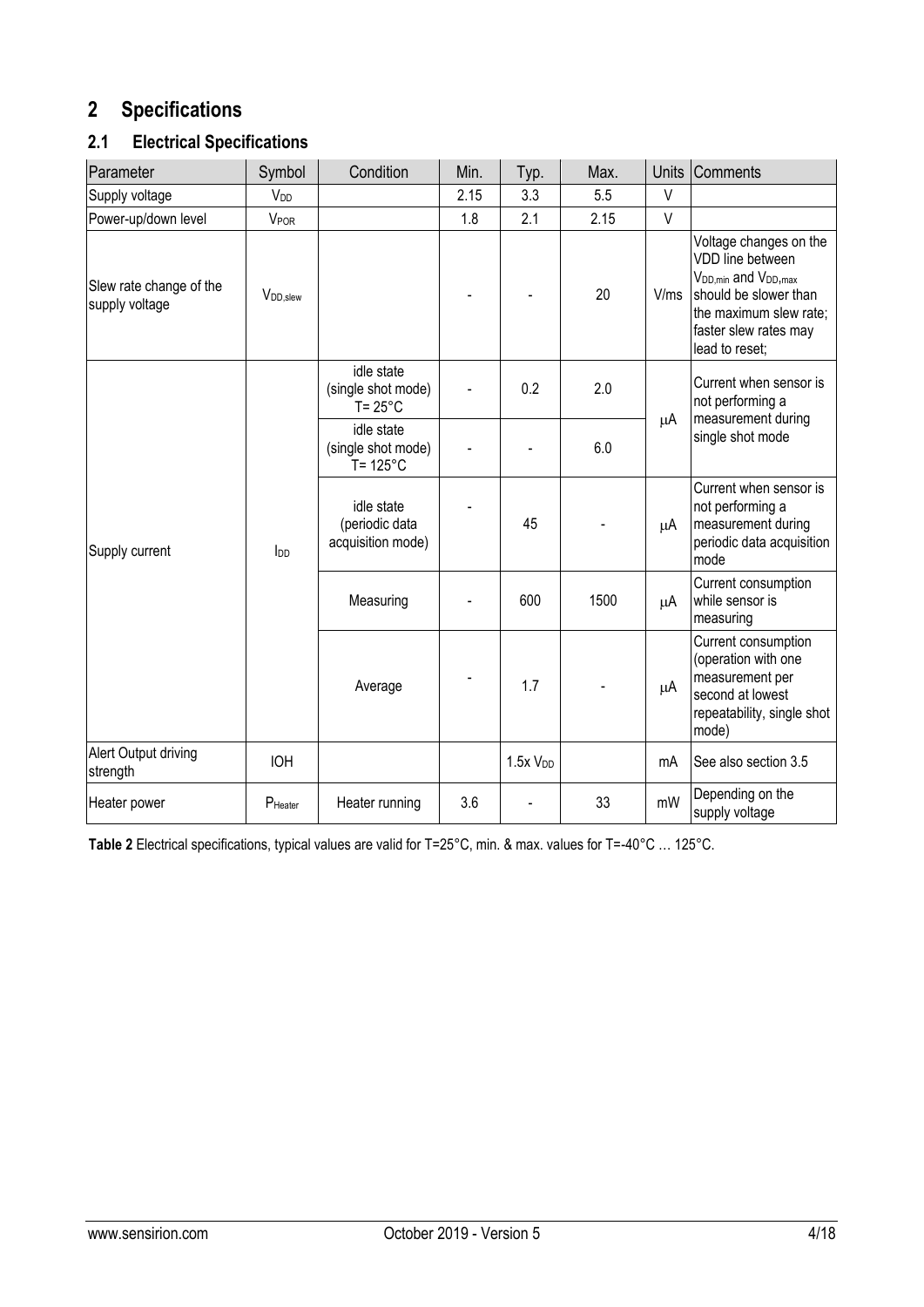# 2 Specifications

## 2.1 Electrical Specifications

| Parameter | Symbol | Condition | Min. | Typ. | Max. | Units | Comments |
|---|---|---|---|---|---|---|---|
| Supply voltage | $V_{DD}$ | | 2.15 | 3.3 | 5.5 | V | |
| Power-up/down level | $V_{POR}$ | | 1.8 | 2.1 | 2.15 | V | |
| Slew rate change of the supply voltage | $V_{DD,slew}$ | | - | - | 20 | V/ms | Voltage changes on the VDD line between $V_{DD,min}$ and $V_{DD,max}$ should be slower than the maximum slew rate; faster slew rates may lead to reset; |
| Supply current | $I_{DD}$ | idle state (single shot mode) T= 25°C | - | 0.2 | 2.0 | μA | Current when sensor is not performing a measurement during single shot mode |
| | | idle state (single shot mode) T= 125°C | - | - | 6.0 | | |
| | | idle state (periodic data acquisition mode) | - | 45 | - | μA | Current when sensor is not performing a measurement during periodic data acquisition mode |
| | | Measuring | - | 600 | 1500 | μA | Current consumption while sensor is measuring |
| | | Average | - | 1.7 | - | μA | Current consumption (operation with one measurement per second at lowest repeatability, single shot mode) |
| Alert Output driving strength | IOH | | | 1.5x $V_{DD}$ | | mA | See also section 3.5 |
| Heater power | $P_{Heater}$ | Heater running | 3.6 | - | 33 | mW | Depending on the supply voltage |

**Table 2** Electrical specifications, typical values are valid for T=25°C, min. & max. values for T=-40°C … 125°C.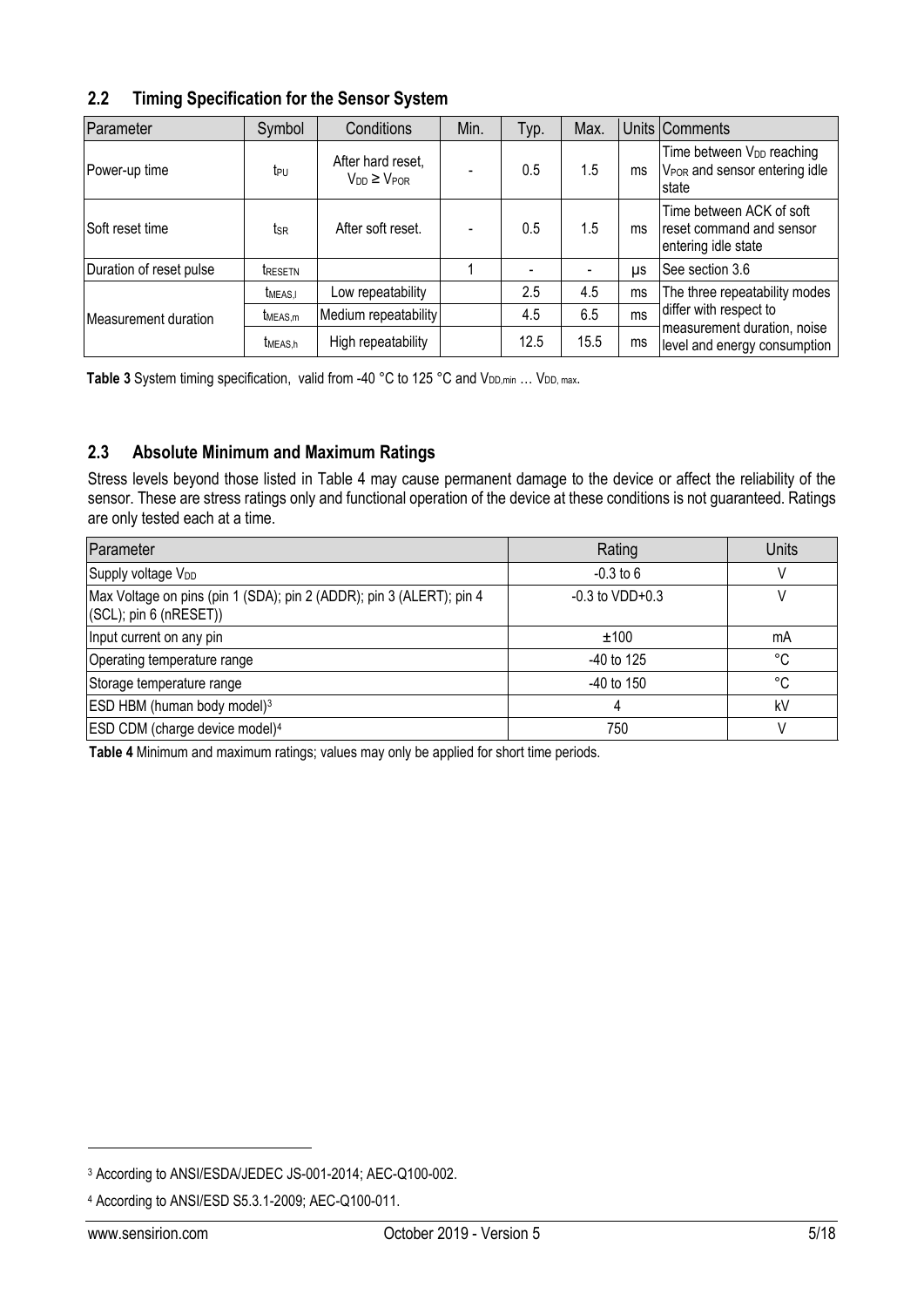## 2.2 Timing Specification for the Sensor System

| Parameter | Symbol | Conditions | Min. | Typ. | Max. | Units | Comments |
|---|---|---|---|---|---|---|---|
| Power-up time | $t_{PU}$ | After hard reset, $V_{DD} \geq V_{POR}$ | - | 0.5 | 1.5 | ms | Time between $V_{DD}$ reaching $V_{POR}$ and sensor entering idle state |
| Soft reset time | $t_{SR}$ | After soft reset. | - | 0.5 | 1.5 | ms | Time between ACK of soft reset command and sensor entering idle state |
| Duration of reset pulse | $t_{RESETN}$ | | 1 | - | - | µs | See section 3.6 |
| Measurement duration | $t_{MEAS,l}$ | Low repeatability | | 2.5 | 4.5 | ms | The three repeatability modes differ with respect to measurement duration, noise level and energy consumption |
| | $t_{MEAS,m}$ | Medium repeatability | | 4.5 | 6.5 | ms | |
| | $t_{MEAS,h}$ | High repeatability | | 12.5 | 15.5 | ms | |

**Table 3** System timing specification, valid from -40 °C to 125 °C and $V_{DD,min}$ … $V_{DD,max}$.

## 2.3 Absolute Minimum and Maximum Ratings

Stress levels beyond those listed in Table 4 may cause permanent damage to the device or affect the reliability of the sensor. These are stress ratings only and functional operation of the device at these conditions is not guaranteed. Ratings are only tested each at a time.

| Parameter | Rating | Units |
|---|---|---|
| Supply voltage $V_{DD}$ | -0.3 to 6 | V |
| Max Voltage on pins (pin 1 (SDA); pin 2 (ADDR); pin 3 (ALERT); pin 4 (SCL); pin 6 (nRESET)) | -0.3 to VDD+0.3 | V |
| Input current on any pin | ±100 | mA |
| Operating temperature range | -40 to 125 | °C |
| Storage temperature range | -40 to 150 | °C |
| ESD HBM (human body model)[3] | 4 | kV |
| ESD CDM (charge device model)[4] | 750 | V |

**Table 4** Minimum and maximum ratings; values may only be applied for short time periods.

[3] According to ANSI/ESDA/JEDEC JS-001-2014; AEC-Q100-002.

[4] According to ANSI/ESD S5.3.1-2009; AEC-Q100-011.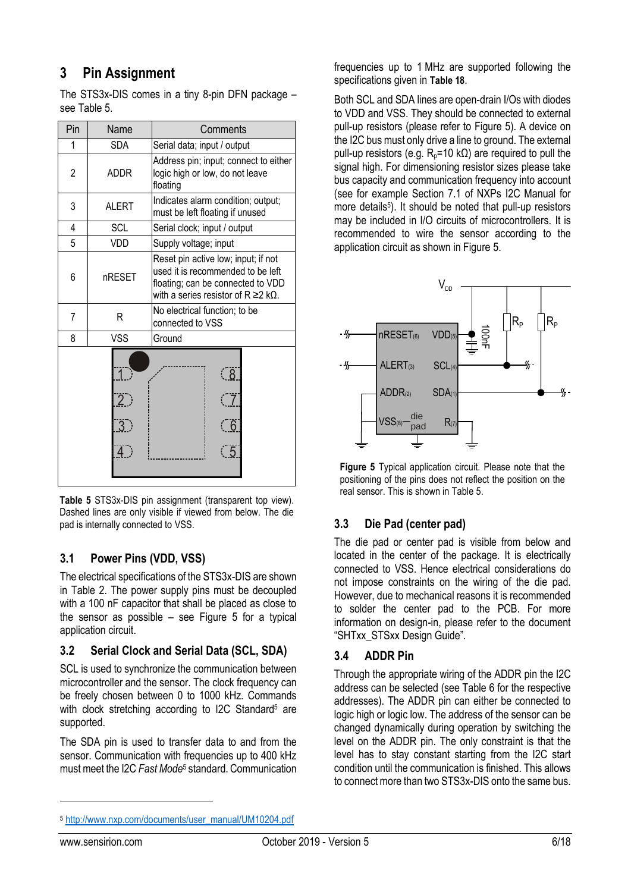## 3 Pin Assignment

The STS3x-DIS comes in a tiny 8-pin DFN package – see Table 5.

| Pin | Name | Comments |
|---|---|---|
| 1 | SDA | Serial data; input / output |
| 2 | ADDR | Address pin; input; connect to either logic high or low, do not leave floating |
| 3 | ALERT | Indicates alarm condition; output; must be left floating if unused |
| 4 | SCL | Serial clock; input / output |
| 5 | VDD | Supply voltage; input |
| 6 | nRESET | Reset pin active low; input; if not used it is recommended to be left floating; can be connected to VDD with a series resistor of R ≥2 kΩ. |
| 7 | R | No electrical function; to be connected to VSS |
| 8 | VSS | Ground |

**Table 5** STS3x-DIS pin assignment (transparent top view). Dashed lines are only visible if viewed from below. The die pad is internally connected to VSS.

### 3.1 Power Pins (VDD, VSS)

The electrical specifications of the STS3x-DIS are shown in Table 2. The power supply pins must be decoupled with a 100 nF capacitor that shall be placed as close to the sensor as possible – see Figure 5 for a typical application circuit.

### 3.2 Serial Clock and Serial Data (SCL, SDA)

SCL is used to synchronize the communication between microcontroller and the sensor. The clock frequency can be freely chosen between 0 to 1000 kHz. Commands with clock stretching according to I2C Standard[5] are supported.

The SDA pin is used to transfer data to and from the sensor. Communication with frequencies up to 400 kHz must meet the I2C *Fast Mode*[5] standard. Communication frequencies up to 1 MHz are supported following the specifications given in **Table 18**.

Both SCL and SDA lines are open-drain I/Os with diodes to VDD and VSS. They should be connected to external pull-up resistors (please refer to Figure 5). A device on the I2C bus must only drive a line to ground. The external pull-up resistors (e.g. $R_p$=10 kΩ) are required to pull the signal high. For dimensioning resistor sizes please take bus capacity and communication frequency into account (see for example Section 7.1 of NXPs I2C Manual for more details[5]). It should be noted that pull-up resistors may be included in I/O circuits of microcontrollers. It is recommended to wire the sensor according to the application circuit as shown in Figure 5.

**Figure 5** Typical application circuit. Please note that the positioning of the pins does not reflect the position on the real sensor. This is shown in Table 5.

### 3.3 Die Pad (center pad)

The die pad or center pad is visible from below and located in the center of the package. It is electrically connected to VSS. Hence electrical considerations do not impose constraints on the wiring of the die pad. However, due to mechanical reasons it is recommended to solder the center pad to the PCB. For more information on design-in, please refer to the document "SHTxx_STSxx Design Guide".

### 3.4 ADDR Pin

Through the appropriate wiring of the ADDR pin the I2C address can be selected (see Table 6 for the respective addresses). The ADDR pin can either be connected to logic high or logic low. The address of the sensor can be changed dynamically during operation by switching the level on the ADDR pin. The only constraint is that the level has to stay constant starting from the I2C start condition until the communication is finished. This allows to connect more than two STS3x-DIS onto the same bus.

[5] http://www.nxp.com/documents/user_manual/UM10204.pdf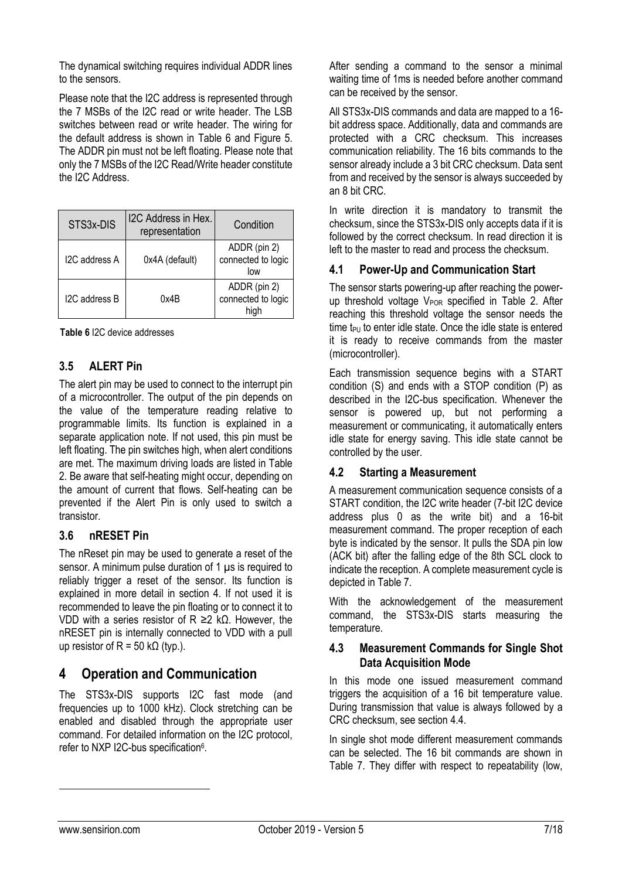The dynamical switching requires individual ADDR lines to the sensors.

Please note that the I2C address is represented through the 7 MSBs of the I2C read or write header. The LSB switches between read or write header. The wiring for the default address is shown in Table 6 and Figure 5. The ADDR pin must not be left floating. Please note that only the 7 MSBs of the I2C Read/Write header constitute the I2C Address.

| STS3x-DIS | I2C Address in Hex. representation | Condition |
|---|---|---|
| I2C address A | 0x4A (default) | ADDR (pin 2) connected to logic low |
| I2C address B | 0x4B | ADDR (pin 2) connected to logic high |

**Table 6** I2C device addresses

### 3.5 ALERT Pin

The alert pin may be used to connect to the interrupt pin of a microcontroller. The output of the pin depends on the value of the temperature reading relative to programmable limits. Its function is explained in a separate application note. If not used, this pin must be left floating. The pin switches high, when alert conditions are met. The maximum driving loads are listed in Table 2. Be aware that self-heating might occur, depending on the amount of current that flows. Self-heating can be prevented if the Alert Pin is only used to switch a transistor.

### 3.6 nRESET Pin

The nReset pin may be used to generate a reset of the sensor. A minimum pulse duration of 1 µs is required to reliably trigger a reset of the sensor. Its function is explained in more detail in section 4. If not used it is recommended to leave the pin floating or to connect it to VDD with a series resistor of R ≥2 kΩ. However, the nRESET pin is internally connected to VDD with a pull up resistor of R = 50 kΩ (typ.).

## 4 Operation and Communication

The STS3x-DIS supports I2C fast mode (and frequencies up to 1000 kHz). Clock stretching can be enabled and disabled through the appropriate user command. For detailed information on the I2C protocol, refer to NXP I2C-bus specification[6].

After sending a command to the sensor a minimal waiting time of 1ms is needed before another command can be received by the sensor.

All STS3x-DIS commands and data are mapped to a 16-bit address space. Additionally, data and commands are protected with a CRC checksum. This increases communication reliability. The 16 bits commands to the sensor already include a 3 bit CRC checksum. Data sent from and received by the sensor is always succeeded by an 8 bit CRC.

In write direction it is mandatory to transmit the checksum, since the STS3x-DIS only accepts data if it is followed by the correct checksum. In read direction it is left to the master to read and process the checksum.

### 4.1 Power-Up and Communication Start

The sensor starts powering-up after reaching the power-up threshold voltage $V_{POR}$ specified in Table 2. After reaching this threshold voltage the sensor needs the time $t_{PU}$ to enter idle state. Once the idle state is entered it is ready to receive commands from the master (microcontroller).

Each transmission sequence begins with a START condition (S) and ends with a STOP condition (P) as described in the I2C-bus specification. Whenever the sensor is powered up, but not performing a measurement or communicating, it automatically enters idle state for energy saving. This idle state cannot be controlled by the user.

### 4.2 Starting a Measurement

A measurement communication sequence consists of a START condition, the I2C write header (7-bit I2C device address plus 0 as the write bit) and a 16-bit measurement command. The proper reception of each byte is indicated by the sensor. It pulls the SDA pin low (ACK bit) after the falling edge of the 8th SCL clock to indicate the reception. A complete measurement cycle is depicted in Table 7.

With the acknowledgement of the measurement command, the STS3x-DIS starts measuring the temperature.

### 4.3 Measurement Commands for Single Shot Data Acquisition Mode

In this mode one issued measurement command triggers the acquisition of a 16 bit temperature value. During transmission that value is always followed by a CRC checksum, see section 4.4.

In single shot mode different measurement commands can be selected. The 16 bit commands are shown in Table 7. They differ with respect to repeatability (low,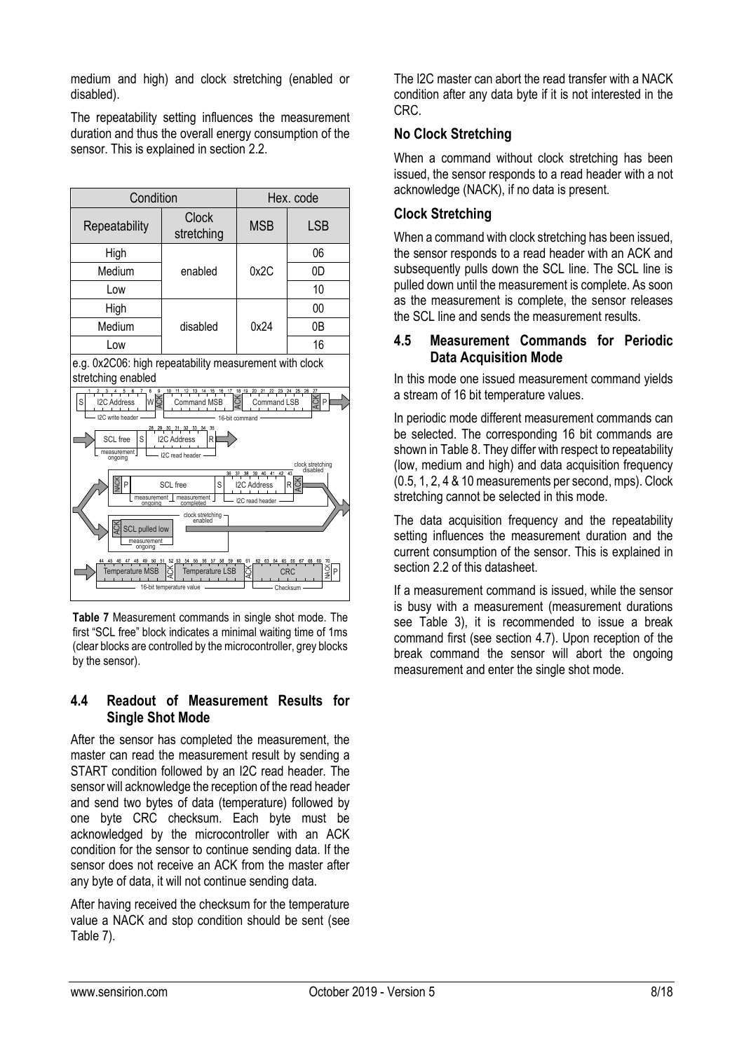medium and high) and clock stretching (enabled or disabled).

The repeatability setting influences the measurement duration and thus the overall energy consumption of the sensor. This is explained in section 2.2.

| Condition | | Hex. code | |
|---|---|---|---|
| Repeatability | Clock stretching | MSB | LSB |
| High | enabled | 0x2C | 06 |
| Medium | | | 0D |
| Low | | | 10 |
| High | disabled | 0x24 | 00 |
| Medium | | | 0B |
| Low | | | 16 |

e.g. 0x2C06: high repeatability measurement with clock stretching enabled

**Table 7** Measurement commands in single shot mode. The first "SCL free" block indicates a minimal waiting time of 1ms (clear blocks are controlled by the microcontroller, grey blocks by the sensor).

## 4.4 Readout of Measurement Results for Single Shot Mode

After the sensor has completed the measurement, the master can read the measurement result by sending a START condition followed by an I2C read header. The sensor will acknowledge the reception of the read header and send two bytes of data (temperature) followed by one byte CRC checksum. Each byte must be acknowledged by the microcontroller with an ACK condition for the sensor to continue sending data. If the sensor does not receive an ACK from the master after any byte of data, it will not continue sending data.

After having received the checksum for the temperature value a NACK and stop condition should be sent (see Table 7).

The I2C master can abort the read transfer with a NACK condition after any data byte if it is not interested in the CRC.

### No Clock Stretching

When a command without clock stretching has been issued, the sensor responds to a read header with a not acknowledge (NACK), if no data is present.

### Clock Stretching

When a command with clock stretching has been issued, the sensor responds to a read header with an ACK and subsequently pulls down the SCL line. The SCL line is pulled down until the measurement is complete. As soon as the measurement is complete, the sensor releases the SCL line and sends the measurement results.

## 4.5 Measurement Commands for Periodic Data Acquisition Mode

In this mode one issued measurement command yields a stream of 16 bit temperature values.

In periodic mode different measurement commands can be selected. The corresponding 16 bit commands are shown in Table 8. They differ with respect to repeatability (low, medium and high) and data acquisition frequency (0.5, 1, 2, 4 & 10 measurements per second, mps). Clock stretching cannot be selected in this mode.

The data acquisition frequency and the repeatability setting influences the measurement duration and the current consumption of the sensor. This is explained in section 2.2 of this datasheet.

If a measurement command is issued, while the sensor is busy with a measurement (measurement durations see Table 3), it is recommended to issue a break command first (see section 4.7). Upon reception of the break command the sensor will abort the ongoing measurement and enter the single shot mode.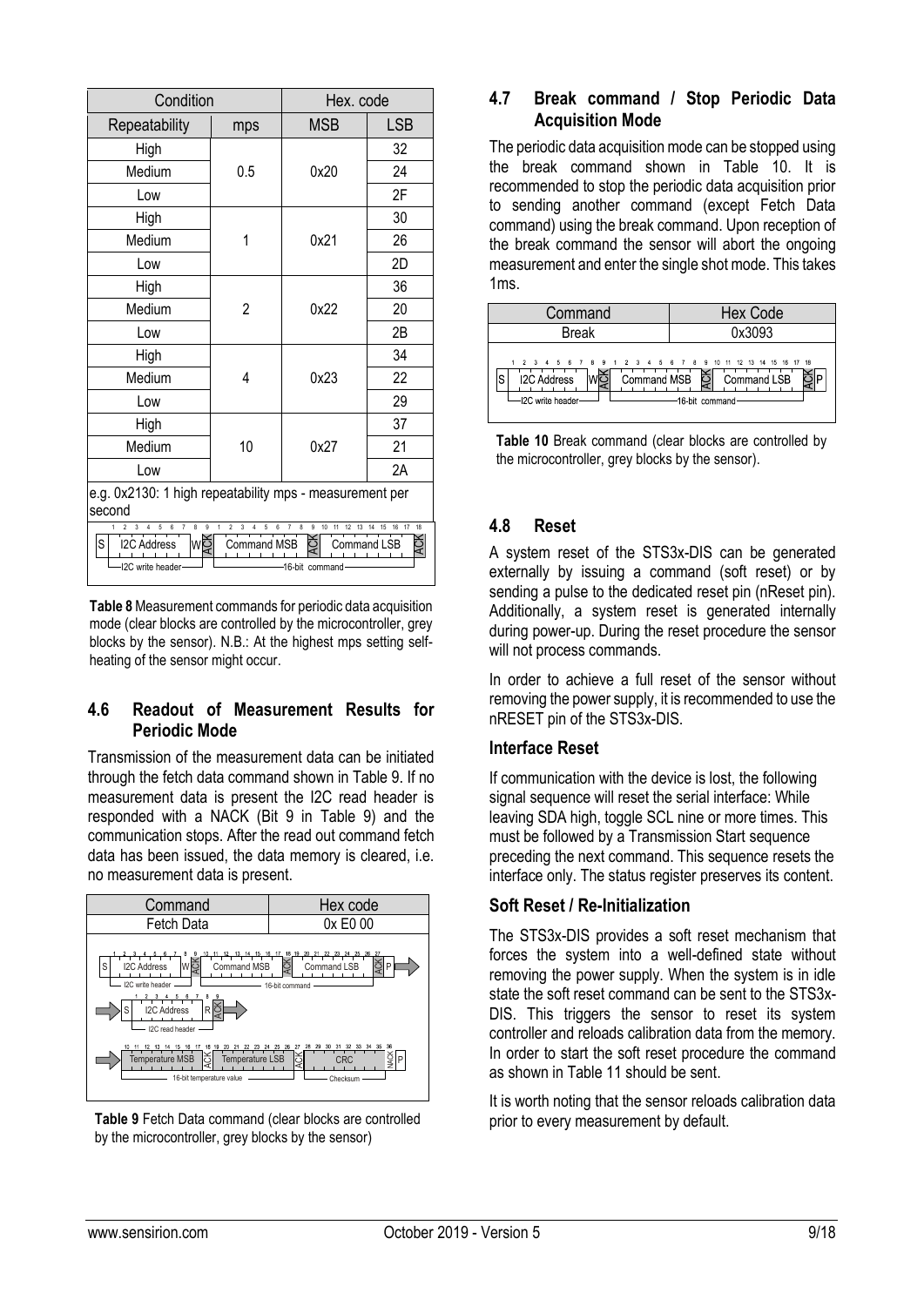| Condition | | Hex. code | |
|---|---|---|---|
| Repeatability | mps | MSB | LSB |
| High | 0.5 | 0x20 | 32 |
| Medium | | | 24 |
| Low | | | 2F |
| High | 1 | 0x21 | 30 |
| Medium | | | 26 |
| Low | | | 2D |
| High | 2 | 0x22 | 36 |
| Medium | | | 20 |
| Low | | | 2B |
| High | 4 | 0x23 | 34 |
| Medium | | | 22 |
| Low | | | 29 |
| High | 10 | 0x27 | 37 |
| Medium | | | 21 |
| Low | | | 2A |

e.g. 0x2130: 1 high repeatability mps - measurement per second

S | I2C Address | W | ACK | Command MSB | ACK | Command LSB | ACK

I2C write header — 16-bit command

**Table 8** Measurement commands for periodic data acquisition mode (clear blocks are controlled by the microcontroller, grey blocks by the sensor). N.B.: At the highest mps setting self-heating of the sensor might occur.

## 4.6 Readout of Measurement Results for Periodic Mode

Transmission of the measurement data can be initiated through the fetch data command shown in Table 9. If no measurement data is present the I2C read header is responded with a NACK (Bit 9 in Table 9) and the communication stops. After the read out command fetch data has been issued, the data memory is cleared, i.e. no measurement data is present.

| Command | Hex code |
|---|---|
| Fetch Data | 0x E0 00 |

S | I2C Address | W | ACK | Command MSB | ACK | Command LSB | ACK | P

I2C write header — 16-bit command

S | I2C Address | R | ACK

I2C read header

Temperature MSB | ACK | Temperature LSB | ACK | CRC | NACK | P

16-bit temperature value — Checksum

**Table 9** Fetch Data command (clear blocks are controlled by the microcontroller, grey blocks by the sensor)

## 4.7 Break command / Stop Periodic Data Acquisition Mode

The periodic data acquisition mode can be stopped using the break command shown in Table 10. It is recommended to stop the periodic data acquisition prior to sending another command (except Fetch Data command) using the break command. Upon reception of the break command the sensor will abort the ongoing measurement and enter the single shot mode. This takes 1ms.

| Command | Hex Code |
|---|---|
| Break | 0x3093 |

S | I2C Address | W | ACK | Command MSB | ACK | Command LSB | ACK | P

I2C write header — 16-bit command

**Table 10** Break command (clear blocks are controlled by the microcontroller, grey blocks by the sensor).

## 4.8 Reset

A system reset of the STS3x-DIS can be generated externally by issuing a command (soft reset) or by sending a pulse to the dedicated reset pin (nReset pin). Additionally, a system reset is generated internally during power-up. During the reset procedure the sensor will not process commands.

In order to achieve a full reset of the sensor without removing the power supply, it is recommended to use the nRESET pin of the STS3x-DIS.

### Interface Reset

If communication with the device is lost, the following signal sequence will reset the serial interface: While leaving SDA high, toggle SCL nine or more times. This must be followed by a Transmission Start sequence preceding the next command. This sequence resets the interface only. The status register preserves its content.

### Soft Reset / Re-Initialization

The STS3x-DIS provides a soft reset mechanism that forces the system into a well-defined state without removing the power supply. When the system is in idle state the soft reset command can be sent to the STS3x-DIS. This triggers the sensor to reset its system controller and reloads calibration data from the memory. In order to start the soft reset procedure the command as shown in Table 11 should be sent.

It is worth noting that the sensor reloads calibration data prior to every measurement by default.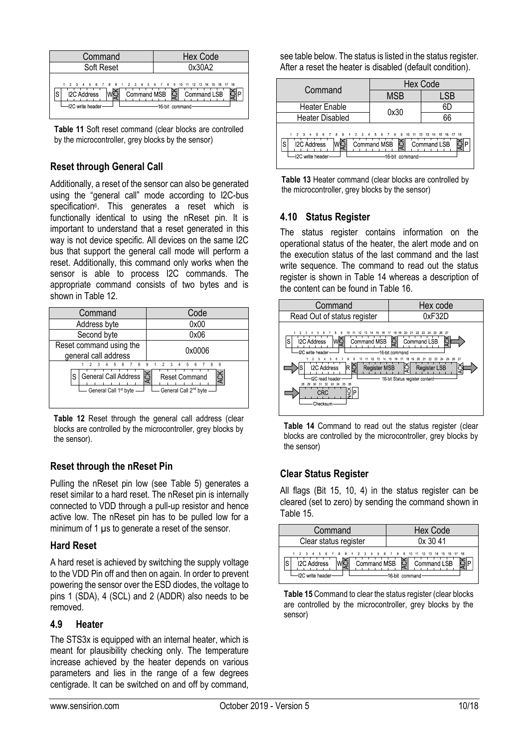| Command | Hex Code |
|---|---|
| Soft Reset | 0x30A2 |

S | I2C Address | W | ACK | Command MSB | ACK | Command LSB | ACK | P
(I2C write header — 16-bit command)

**Table 11** Soft reset command (clear blocks are controlled by the microcontroller, grey blocks by the sensor)

### Reset through General Call

Additionally, a reset of the sensor can also be generated using the "general call" mode according to I2C-bus specification[6]. This generates a reset which is functionally identical to using the nReset pin. It is important to understand that a reset generated in this way is not device specific. All devices on the same I2C bus that support the general call mode will perform a reset. Additionally, this command only works when the sensor is able to process I2C commands. The appropriate command consists of two bytes and is shown in Table 12.

| Command | Code |
|---|---|
| Address byte | 0x00 |
| Second byte | 0x06 |
| Reset command using the general call address | 0x0006 |

S | General Call Address | ACK | Reset Command | ACK
(General Call 1st byte — General Call 2nd byte)

**Table 12** Reset through the general call address (clear blocks are controlled by the microcontroller, grey blocks by the sensor).

### Reset through the nReset Pin

Pulling the nReset pin low (see Table 5) generates a reset similar to a hard reset. The nReset pin is internally connected to VDD through a pull-up resistor and hence active low. The nReset pin has to be pulled low for a minimum of 1 µs to generate a reset of the sensor.

### Hard Reset

A hard reset is achieved by switching the supply voltage to the VDD Pin off and then on again. In order to prevent powering the sensor over the ESD diodes, the voltage to pins 1 (SDA), 4 (SCL) and 2 (ADDR) also needs to be removed.

## 4.9 Heater

The STS3x is equipped with an internal heater, which is meant for plausibility checking only. The temperature increase achieved by the heater depends on various parameters and lies in the range of a few degrees centigrade. It can be switched on and off by command, see table below. The status is listed in the status register. After a reset the heater is disabled (default condition).

| Command | Hex Code | |
|---|---|---|
| | MSB | LSB |
| Heater Enable | 0x30 | 6D |
| Heater Disabled | | 66 |

S | I2C Address | W | ACK | Command MSB | ACK | Command LSB | ACK | P
(I2C write header — 16-bit command)

**Table 13** Heater command (clear blocks are controlled by the microcontroller, grey blocks by the sensor)

## 4.10 Status Register

The status register contains information on the operational status of the heater, the alert mode and on the execution status of the last command and the last write sequence. The command to read out the status register is shown in Table 14 whereas a description of the content can be found in Table 16.

| Command | Hex code |
|---|---|
| Read Out of status register | 0xF32D |

S | I2C Address | W | ACK | Command MSB | ACK | Command LSB | ACK
(I2C write header — 16-bit command)

S | I2C Address | R | ACK | Register MSB | ACK | Register LSB | ACK
(I2C read header — 16-bit Status register content)

CRC | NACK | P
(Checksum)

**Table 14** Command to read out the status register (clear blocks are controlled by the microcontroller, grey blocks by the sensor)

### Clear Status Register

All flags (Bit 15, 10, 4) in the status register can be cleared (set to zero) by sending the command shown in Table 15.

| Command | Hex Code |
|---|---|
| Clear status register | 0x 30 41 |

S | I2C Address | W | ACK | Command MSB | ACK | Command LSB | ACK | P
(I2C write header — 16-bit command)

**Table 15** Command to clear the status register (clear blocks are controlled by the microcontroller, grey blocks by the sensor)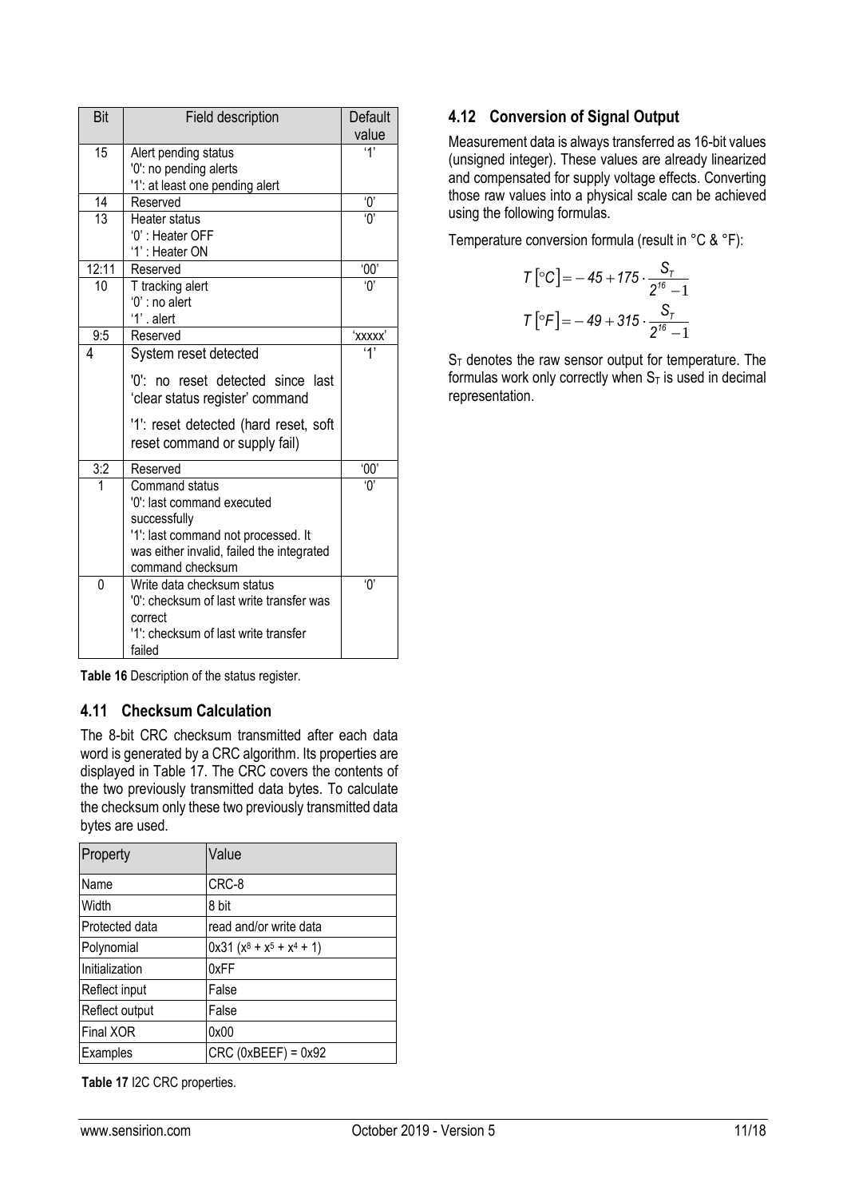| Bit | Field description | Default value |
|---|---|---|
| 15 | Alert pending status<br>'0': no pending alerts<br>'1': at least one pending alert | '1' |
| 14 | Reserved | '0' |
| 13 | Heater status<br>'0' : Heater OFF<br>'1' : Heater ON | '0' |
| 12:11 | Reserved | '00' |
| 10 | T tracking alert<br>'0' : no alert<br>'1' . alert | '0' |
| 9:5 | Reserved | 'xxxxx' |
| 4 | System reset detected<br>'0': no reset detected since last 'clear status register' command<br>'1': reset detected (hard reset, soft reset command or supply fail) | '1' |
| 3:2 | Reserved | '00' |
| 1 | Command status<br>'0': last command executed successfully<br>'1': last command not processed. It was either invalid, failed the integrated command checksum | '0' |
| 0 | Write data checksum status<br>'0': checksum of last write transfer was correct<br>'1': checksum of last write transfer failed | '0' |

**Table 16** Description of the status register.

## 4.11 Checksum Calculation

The 8-bit CRC checksum transmitted after each data word is generated by a CRC algorithm. Its properties are displayed in Table 17. The CRC covers the contents of the two previously transmitted data bytes. To calculate the checksum only these two previously transmitted data bytes are used.

| Property | Value |
|---|---|
| Name | CRC-8 |
| Width | 8 bit |
| Protected data | read and/or write data |
| Polynomial | 0x31 ($x^8 + x^5 + x^4 + 1$) |
| Initialization | 0xFF |
| Reflect input | False |
| Reflect output | False |
| Final XOR | 0x00 |
| Examples | CRC (0xBEEF) = 0x92 |

**Table 17** I2C CRC properties.

## 4.12 Conversion of Signal Output

Measurement data is always transferred as 16-bit values (unsigned integer). These values are already linearized and compensated for supply voltage effects. Converting those raw values into a physical scale can be achieved using the following formulas.

Temperature conversion formula (result in °C & °F):

$$T\left[^{\circ}C\right] = -45 + 175 \cdot \frac{S_T}{2^{16}-1}$$

$$T\left[^{\circ}F\right] = -49 + 315 \cdot \frac{S_T}{2^{16}-1}$$

$S_T$ denotes the raw sensor output for temperature. The formulas work only correctly when $S_T$ is used in decimal representation.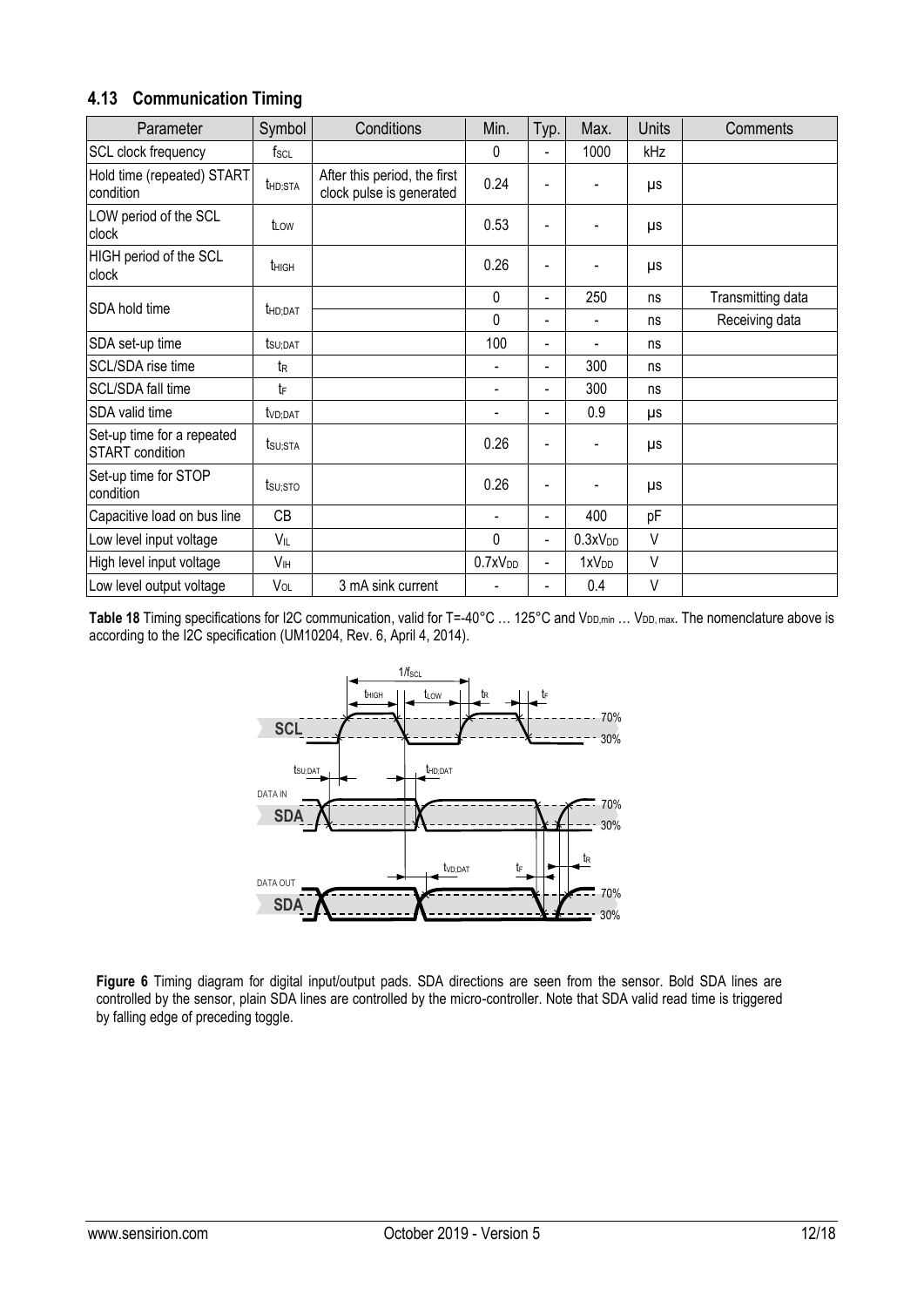## 4.13 Communication Timing

| Parameter | Symbol | Conditions | Min. | Typ. | Max. | Units | Comments |
|---|---|---|---|---|---|---|---|
| SCL clock frequency | $f_{SCL}$ | | 0 | - | 1000 | kHz | |
| Hold time (repeated) START condition | $t_{HD;STA}$ | After this period, the first clock pulse is generated | 0.24 | - | - | µs | |
| LOW period of the SCL clock | $t_{LOW}$ | | 0.53 | - | - | µs | |
| HIGH period of the SCL clock | $t_{HIGH}$ | | 0.26 | - | - | µs | |
| SDA hold time | $t_{HD;DAT}$ | | 0 | - | 250 | ns | Transmitting data |
| | | | 0 | - | - | ns | Receiving data |
| SDA set-up time | $t_{SU;DAT}$ | | 100 | - | - | ns | |
| SCL/SDA rise time | $t_R$ | | - | - | 300 | ns | |
| SCL/SDA fall time | $t_F$ | | - | - | 300 | ns | |
| SDA valid time | $t_{VD;DAT}$ | | - | - | 0.9 | µs | |
| Set-up time for a repeated START condition | $t_{SU;STA}$ | | 0.26 | - | - | µs | |
| Set-up time for STOP condition | $t_{SU;STO}$ | | 0.26 | - | - | µs | |
| Capacitive load on bus line | CB | | - | - | 400 | pF | |
| Low level input voltage | $V_{IL}$ | | 0 | - | $0.3xV_{DD}$ | V | |
| High level input voltage | $V_{IH}$ | | $0.7xV_{DD}$ | - | $1xV_{DD}$ | V | |
| Low level output voltage | $V_{OL}$ | 3 mA sink current | - | - | 0.4 | V | |

**Table 18** Timing specifications for I2C communication, valid for T=-40°C … 125°C and $V_{DD,min}$ … $V_{DD,max}$. The nomenclature above is according to the I2C specification (UM10204, Rev. 6, April 4, 2014).

**Figure 6** Timing diagram for digital input/output pads. SDA directions are seen from the sensor. Bold SDA lines are controlled by the sensor, plain SDA lines are controlled by the micro-controller. Note that SDA valid read time is triggered by falling edge of preceding toggle.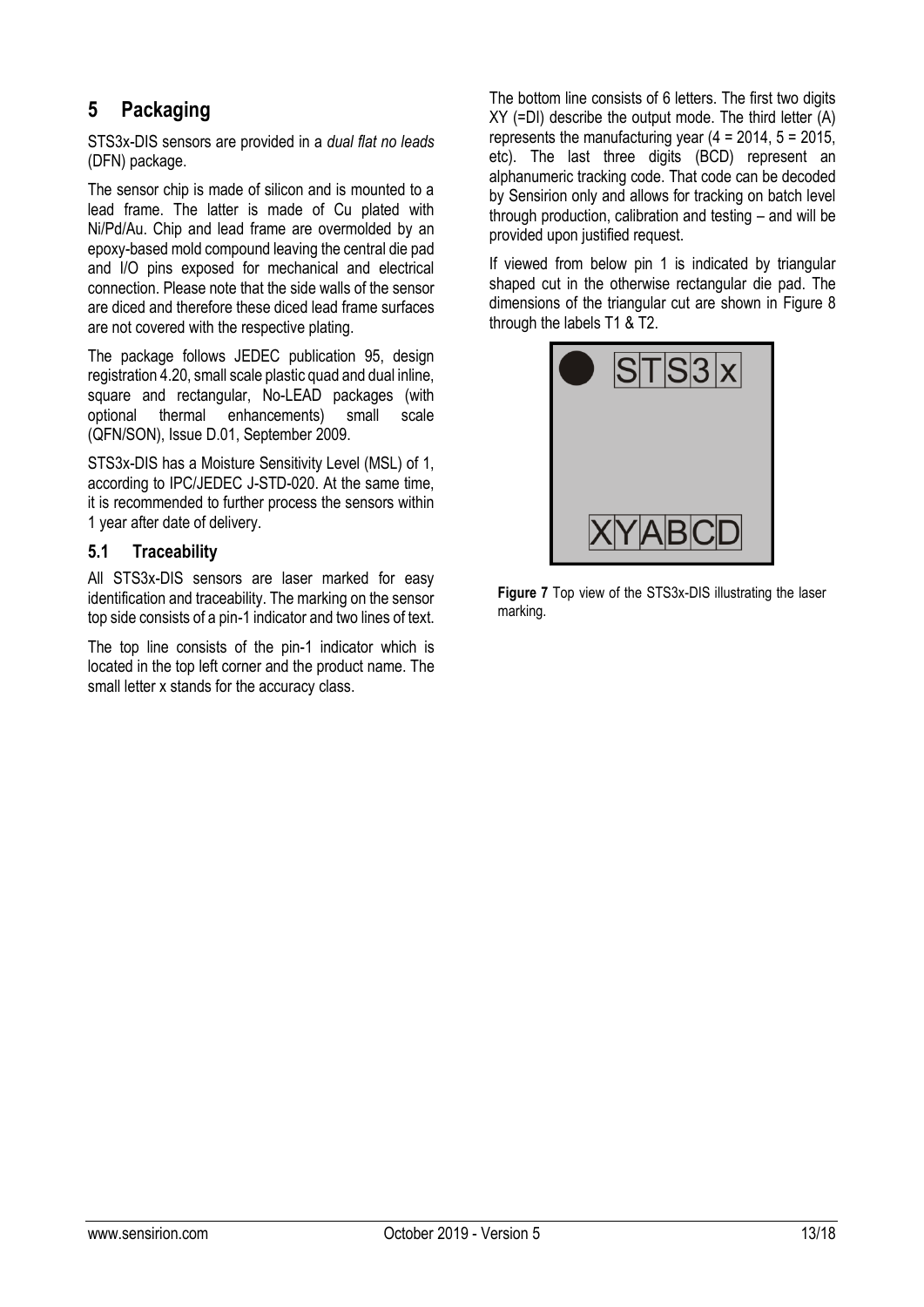# 5 Packaging

STS3x-DIS sensors are provided in a *dual flat no leads* (DFN) package.

The sensor chip is made of silicon and is mounted to a lead frame. The latter is made of Cu plated with Ni/Pd/Au. Chip and lead frame are overmolded by an epoxy-based mold compound leaving the central die pad and I/O pins exposed for mechanical and electrical connection. Please note that the side walls of the sensor are diced and therefore these diced lead frame surfaces are not covered with the respective plating.

The package follows JEDEC publication 95, design registration 4.20, small scale plastic quad and dual inline, square and rectangular, No-LEAD packages (with optional thermal enhancements) small scale (QFN/SON), Issue D.01, September 2009.

STS3x-DIS has a Moisture Sensitivity Level (MSL) of 1, according to IPC/JEDEC J-STD-020. At the same time, it is recommended to further process the sensors within 1 year after date of delivery.

## 5.1 Traceability

All STS3x-DIS sensors are laser marked for easy identification and traceability. The marking on the sensor top side consists of a pin-1 indicator and two lines of text.

The top line consists of the pin-1 indicator which is located in the top left corner and the product name. The small letter x stands for the accuracy class.

The bottom line consists of 6 letters. The first two digits XY (=DI) describe the output mode. The third letter (A) represents the manufacturing year (4 = 2014, 5 = 2015, etc). The last three digits (BCD) represent an alphanumeric tracking code. That code can be decoded by Sensirion only and allows for tracking on batch level through production, calibration and testing – and will be provided upon justified request.

If viewed from below pin 1 is indicated by triangular shaped cut in the otherwise rectangular die pad. The dimensions of the triangular cut are shown in Figure 8 through the labels T1 & T2.

STS3x

XYABCD

**Figure 7** Top view of the STS3x-DIS illustrating the laser marking.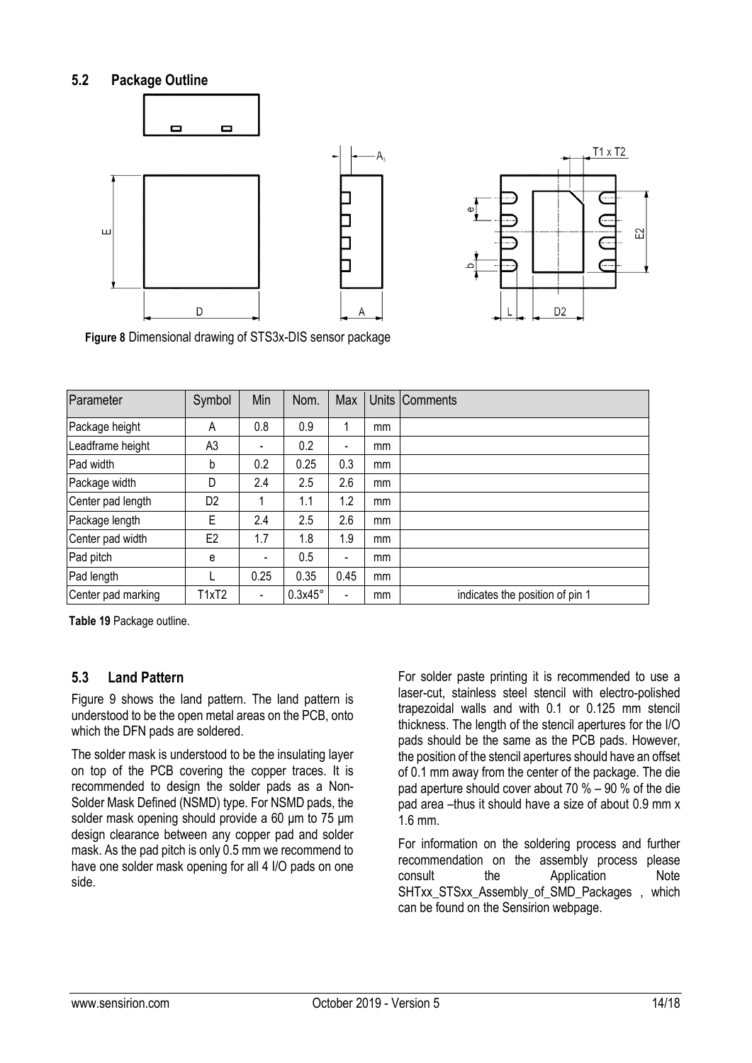## 5.2 Package Outline

**Figure 8** Dimensional drawing of STS3x-DIS sensor package

| Parameter | Symbol | Min | Nom. | Max | Units | Comments |
|---|---|---|---|---|---|---|
| Package height | A | 0.8 | 0.9 | 1 | mm | |
| Leadframe height | A3 | - | 0.2 | - | mm | |
| Pad width | b | 0.2 | 0.25 | 0.3 | mm | |
| Package width | D | 2.4 | 2.5 | 2.6 | mm | |
| Center pad length | D2 | 1 | 1.1 | 1.2 | mm | |
| Package length | E | 2.4 | 2.5 | 2.6 | mm | |
| Center pad width | E2 | 1.7 | 1.8 | 1.9 | mm | |
| Pad pitch | e | - | 0.5 | - | mm | |
| Pad length | L | 0.25 | 0.35 | 0.45 | mm | |
| Center pad marking | T1xT2 | - | 0.3x45° | - | mm | indicates the position of pin 1 |

**Table 19** Package outline.

## 5.3 Land Pattern

Figure 9 shows the land pattern. The land pattern is understood to be the open metal areas on the PCB, onto which the DFN pads are soldered.

The solder mask is understood to be the insulating layer on top of the PCB covering the copper traces. It is recommended to design the solder pads as a Non-Solder Mask Defined (NSMD) type. For NSMD pads, the solder mask opening should provide a 60 µm to 75 µm design clearance between any copper pad and solder mask. As the pad pitch is only 0.5 mm we recommend to have one solder mask opening for all 4 I/O pads on one side.

For solder paste printing it is recommended to use a laser-cut, stainless steel stencil with electro-polished trapezoidal walls and with 0.1 or 0.125 mm stencil thickness. The length of the stencil apertures for the I/O pads should be the same as the PCB pads. However, the position of the stencil apertures should have an offset of 0.1 mm away from the center of the package. The die pad aperture should cover about 70 % – 90 % of the die pad area –thus it should have a size of about 0.9 mm x 1.6 mm.

For information on the soldering process and further recommendation on the assembly process please consult the Application Note SHTxx_STSxx_Assembly_of_SMD_Packages , which can be found on the Sensirion webpage.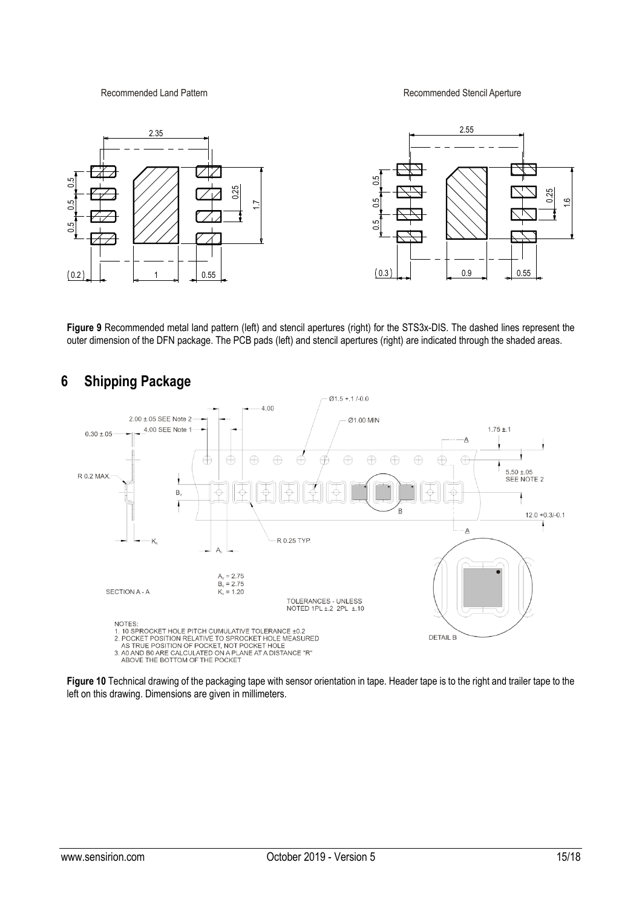Recommended Land Pattern

Recommended Stencil Aperture

**Figure 9** Recommended metal land pattern (left) and stencil apertures (right) for the STS3x-DIS. The dashed lines represent the outer dimension of the DFN package. The PCB pads (left) and stencil apertures (right) are indicated through the shaded areas.

# 6 Shipping Package

**Figure 10** Technical drawing of the packaging tape with sensor orientation in tape. Header tape is to the right and trailer tape to the left on this drawing. Dimensions are given in millimeters.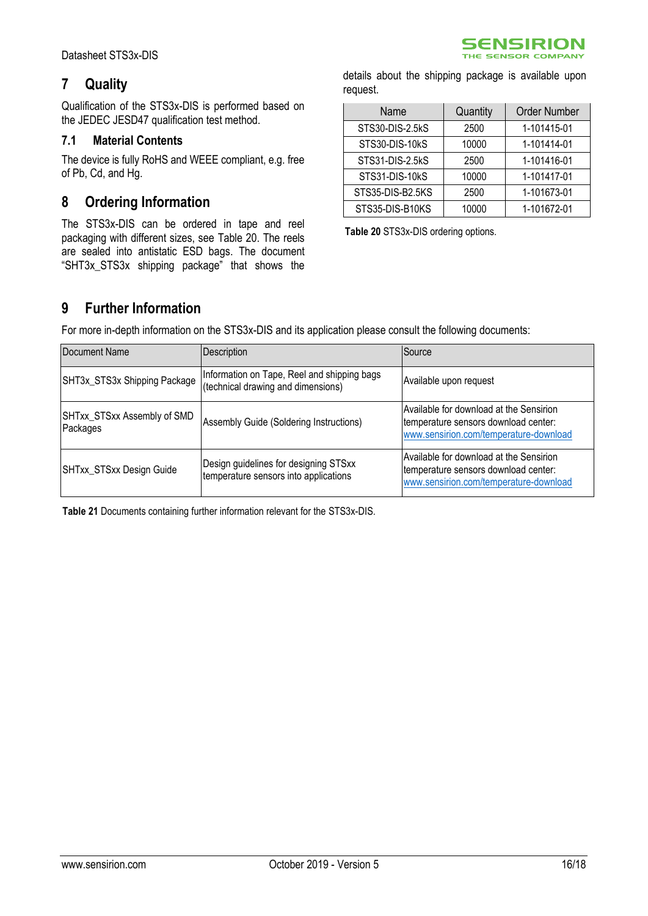# 7 Quality

Qualification of the STS3x-DIS is performed based on the JEDEC JESD47 qualification test method.

## 7.1 Material Contents

The device is fully RoHS and WEEE compliant, e.g. free of Pb, Cd, and Hg.

# 8 Ordering Information

The STS3x-DIS can be ordered in tape and reel packaging with different sizes, see Table 20. The reels are sealed into antistatic ESD bags. The document "SHT3x_STS3x shipping package" that shows the details about the shipping package is available upon request.

| Name | Quantity | Order Number |
|---|---|---|
| STS30-DIS-2.5kS | 2500 | 1-101415-01 |
| STS30-DIS-10kS | 10000 | 1-101414-01 |
| STS31-DIS-2.5kS | 2500 | 1-101416-01 |
| STS31-DIS-10kS | 10000 | 1-101417-01 |
| STS35-DIS-B2.5KS | 2500 | 1-101673-01 |
| STS35-DIS-B10KS | 10000 | 1-101672-01 |

**Table 20** STS3x-DIS ordering options.

# 9 Further Information

For more in-depth information on the STS3x-DIS and its application please consult the following documents:

| Document Name | Description | Source |
|---|---|---|
| SHT3x_STS3x Shipping Package | Information on Tape, Reel and shipping bags (technical drawing and dimensions) | Available upon request |
| SHTxx_STSxx Assembly of SMD Packages | Assembly Guide (Soldering Instructions) | Available for download at the Sensirion temperature sensors download center: www.sensirion.com/temperature-download |
| SHTxx_STSxx Design Guide | Design guidelines for designing STSxx temperature sensors into applications | Available for download at the Sensirion temperature sensors download center: www.sensirion.com/temperature-download |

**Table 21** Documents containing further information relevant for the STS3x-DIS.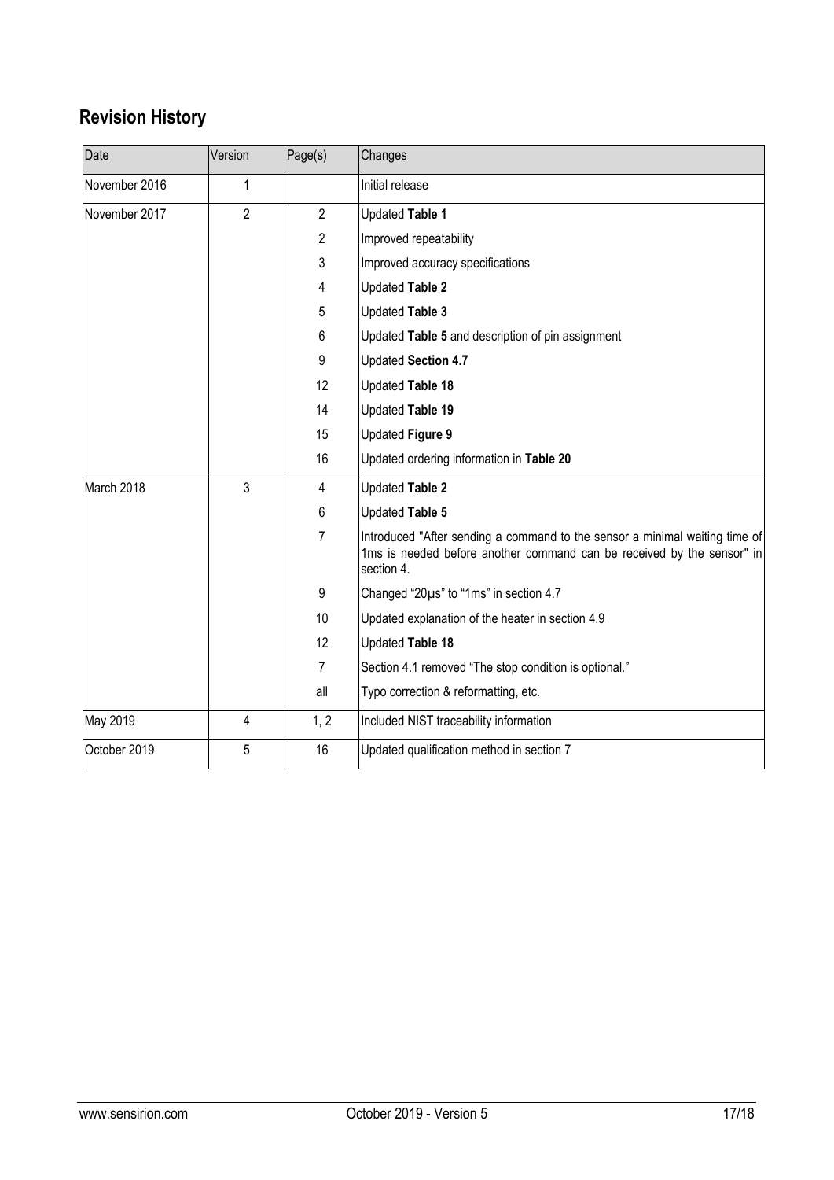## Revision History

| Date | Version | Page(s) | Changes |
|---|---|---|---|
| November 2016 | 1 | | Initial release |
| November 2017 | 2 | 2 | Updated **Table 1** |
| | | 2 | Improved repeatability |
| | | 3 | Improved accuracy specifications |
| | | 4 | Updated **Table 2** |
| | | 5 | Updated **Table 3** |
| | | 6 | Updated **Table 5** and description of pin assignment |
| | | 9 | Updated **Section 4.7** |
| | | 12 | Updated **Table 18** |
| | | 14 | Updated **Table 19** |
| | | 15 | Updated **Figure 9** |
| | | 16 | Updated ordering information in **Table 20** |
| March 2018 | 3 | 4 | Updated **Table 2** |
| | | 6 | Updated **Table 5** |
| | | 7 | Introduced "After sending a command to the sensor a minimal waiting time of 1ms is needed before another command can be received by the sensor" in section 4. |
| | | 9 | Changed "20µs" to "1ms" in section 4.7 |
| | | 10 | Updated explanation of the heater in section 4.9 |
| | | 12 | Updated **Table 18** |
| | | 7 | Section 4.1 removed "The stop condition is optional." |
| | | all | Typo correction & reformatting, etc. |
| May 2019 | 4 | 1, 2 | Included NIST traceability information |
| October 2019 | 5 | 16 | Updated qualification method in section 7 |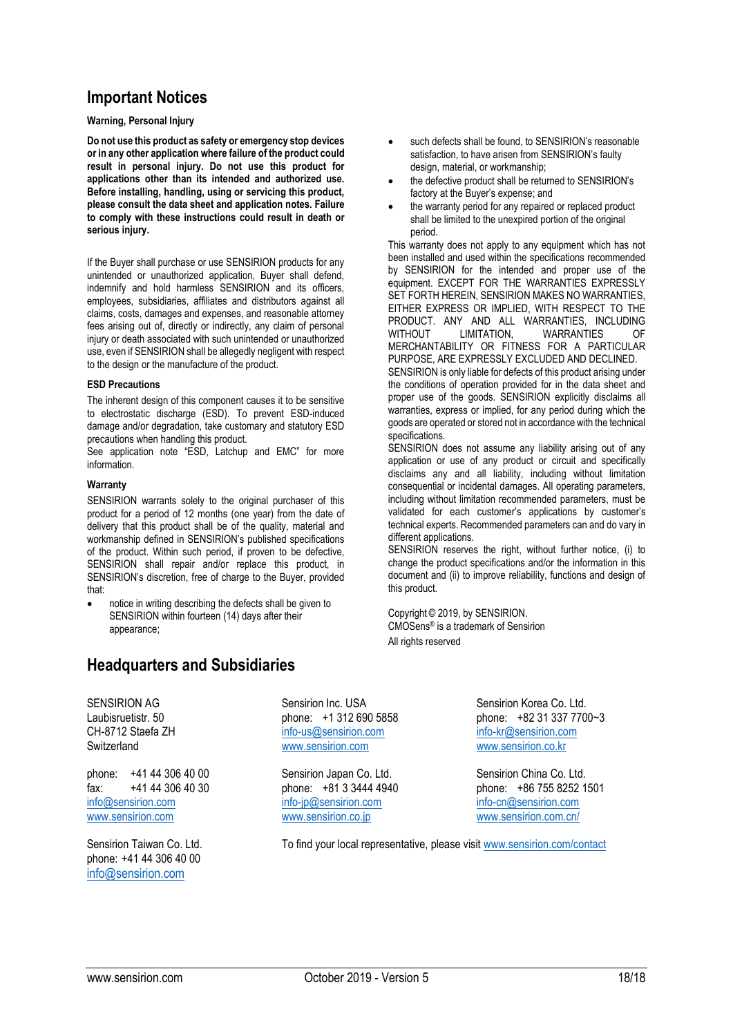## Important Notices

### Warning, Personal Injury

**Do not use this product as safety or emergency stop devices or in any other application where failure of the product could result in personal injury. Do not use this product for applications other than its intended and authorized use. Before installing, handling, using or servicing this product, please consult the data sheet and application notes. Failure to comply with these instructions could result in death or serious injury.**

If the Buyer shall purchase or use SENSIRION products for any unintended or unauthorized application, Buyer shall defend, indemnify and hold harmless SENSIRION and its officers, employees, subsidiaries, affiliates and distributors against all claims, costs, damages and expenses, and reasonable attorney fees arising out of, directly or indirectly, any claim of personal injury or death associated with such unintended or unauthorized use, even if SENSIRION shall be allegedly negligent with respect to the design or the manufacture of the product.

### ESD Precautions

The inherent design of this component causes it to be sensitive to electrostatic discharge (ESD). To prevent ESD-induced damage and/or degradation, take customary and statutory ESD precautions when handling this product.
See application note "ESD, Latchup and EMC" for more information.

### Warranty

SENSIRION warrants solely to the original purchaser of this product for a period of 12 months (one year) from the date of delivery that this product shall be of the quality, material and workmanship defined in SENSIRION's published specifications of the product. Within such period, if proven to be defective, SENSIRION shall repair and/or replace this product, in SENSIRION's discretion, free of charge to the Buyer, provided that:

- notice in writing describing the defects shall be given to SENSIRION within fourteen (14) days after their appearance;
- such defects shall be found, to SENSIRION's reasonable satisfaction, to have arisen from SENSIRION's faulty design, material, or workmanship;
- the defective product shall be returned to SENSIRION's factory at the Buyer's expense; and
- the warranty period for any repaired or replaced product shall be limited to the unexpired portion of the original period.

This warranty does not apply to any equipment which has not been installed and used within the specifications recommended by SENSIRION for the intended and proper use of the equipment. EXCEPT FOR THE WARRANTIES EXPRESSLY SET FORTH HEREIN, SENSIRION MAKES NO WARRANTIES, EITHER EXPRESS OR IMPLIED, WITH RESPECT TO THE PRODUCT. ANY AND ALL WARRANTIES, INCLUDING WITHOUT LIMITATION, WARRANTIES OF MERCHANTABILITY OR FITNESS FOR A PARTICULAR PURPOSE, ARE EXPRESSLY EXCLUDED AND DECLINED.
SENSIRION is only liable for defects of this product arising under the conditions of operation provided for in the data sheet and proper use of the goods. SENSIRION explicitly disclaims all warranties, express or implied, for any period during which the goods are operated or stored not in accordance with the technical specifications.
SENSIRION does not assume any liability arising out of any application or use of any product or circuit and specifically disclaims any and all liability, including without limitation consequential or incidental damages. All operating parameters, including without limitation recommended parameters, must be validated for each customer's applications by customer's technical experts. Recommended parameters can and do vary in different applications.
SENSIRION reserves the right, without further notice, (i) to change the product specifications and/or the information in this document and (ii) to improve reliability, functions and design of this product.

Copyright © 2019, by SENSIRION.
CMOSens® is a trademark of Sensirion
All rights reserved

## Headquarters and Subsidiaries

SENSIRION AG
Laubisruetistr. 50
CH-8712 Staefa ZH
Switzerland

phone: +41 44 306 40 00
fax: +41 44 306 40 30
info@sensirion.com
www.sensirion.com

Sensirion Taiwan Co. Ltd.
phone: +41 44 306 40 00
info@sensirion.com

Sensirion Inc. USA
phone: +1 312 690 5858
info-us@sensirion.com
www.sensirion.com

Sensirion Japan Co. Ltd.
phone: +81 3 3444 4940
info-jp@sensirion.com
www.sensirion.co.jp

Sensirion Korea Co. Ltd.
phone: +82 31 337 7700~3
info-kr@sensirion.com
www.sensirion.co.kr

Sensirion China Co. Ltd.
phone: +86 755 8252 1501
info-cn@sensirion.com
www.sensirion.com.cn/

To find your local representative, please visit www.sensirion.com/contact